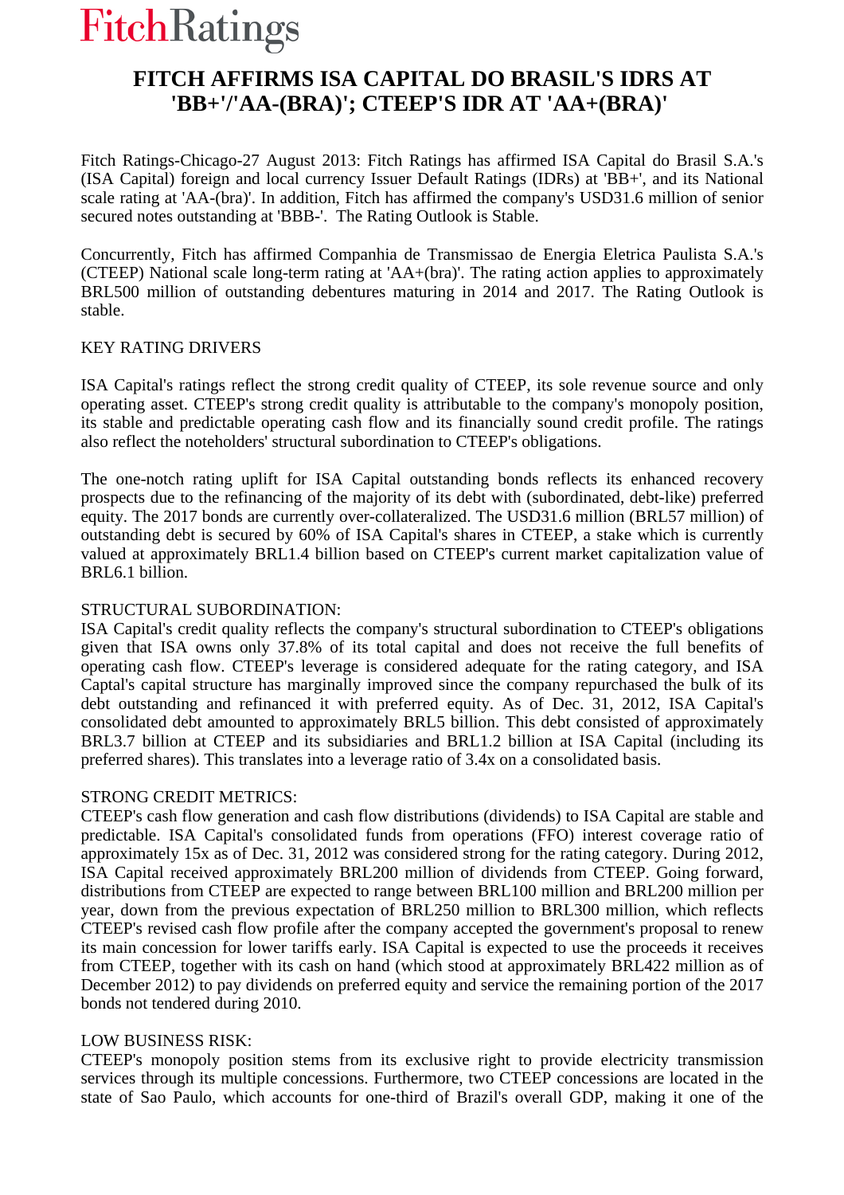# FITCH AFFIRMS ISA CAPITAL DO BRASIL'S IDRS AT 'BB+'/'AA-(BRA)'; CTEEP'S IDR AT 'AA+(BRA)'

Fitch Ratings-Chicago-27 August 2013: Fitch Ratings has affirmed ISA Capital do Brasil S.A.'s (ISA Capital) foreign and local currency Issuer Default Ratings (IDRs) at 'BB+', and its National scale rating at 'AA-(bra)'. In addition, Fitch has affirmed the company's USD31.6 million of senior secured notes outstanding at 'BBB-'. The Rating Outlook is Stable.

Concurrently, Fitch has affirmed Companhia de Transmissao de Energia Eletrica Paulista S.A.'s (CTEEP) National scale long-term rating at 'AA+(bra)'. The rating action applies to approximately BRL500 million of outstanding debentures maturing in 2014 and 2017. The Rating Outlook is stable.

KEY RATING DRIVERS

ISA Capital's ratings reflect the strong credit quality of CTEEP, its sole revenue source and only operating asset. CTEEP's strong credit quality is attributable to the company's monopoly position, its stable and predictable operating cash flow and its financially sound credit profile. The ratings also reflect the noteholders' structural subordination to CTEEP's obligations.

The one-notch rating uplift for ISA Capital outstanding bonds reflects its enhanced recovery prospects due to the refinancing of the majority of its debt with (subordinated, debt-like) preferred equity. The 2017 bonds are currently over-collateralized. The USD31.6 million (BRL57 million) of outstanding debt is secured by 60% of ISA Capital's shares in CTEEP, a stake which is currently valued at approximately BRL1.4 billion based on CTEEP's current market capitalization value of BRL6.1 billion.

STRUCTURAL SUBORDINATION:
ISA Capital's credit quality reflects the company's structural subordination to CTEEP's obligations given that ISA owns only 37.8% of its total capital and does not receive the full benefits of operating cash flow. CTEEP's leverage is considered adequate for the rating category, and ISA Captal's capital structure has marginally improved since the company repurchased the bulk of its debt outstanding and refinanced it with preferred equity. As of Dec. 31, 2012, ISA Capital's consolidated debt amounted to approximately BRL5 billion. This debt consisted of approximately BRL3.7 billion at CTEEP and its subsidiaries and BRL1.2 billion at ISA Capital (including its preferred shares). This translates into a leverage ratio of 3.4x on a consolidated basis.

STRONG CREDIT METRICS:
CTEEP's cash flow generation and cash flow distributions (dividends) to ISA Capital are stable and predictable. ISA Capital's consolidated funds from operations (FFO) interest coverage ratio of approximately 15x as of Dec. 31, 2012 was considered strong for the rating category. During 2012, ISA Capital received approximately BRL200 million of dividends from CTEEP. Going forward, distributions from CTEEP are expected to range between BRL100 million and BRL200 million per year, down from the previous expectation of BRL250 million to BRL300 million, which reflects CTEEP's revised cash flow profile after the company accepted the government's proposal to renew its main concession for lower tariffs early. ISA Capital is expected to use the proceeds it receives from CTEEP, together with its cash on hand (which stood at approximately BRL422 million as of December 2012) to pay dividends on preferred equity and service the remaining portion of the 2017 bonds not tendered during 2010.

LOW BUSINESS RISK:
CTEEP's monopoly position stems from its exclusive right to provide electricity transmission services through its multiple concessions. Furthermore, two CTEEP concessions are located in the state of Sao Paulo, which accounts for one-third of Brazil's overall GDP, making it one of the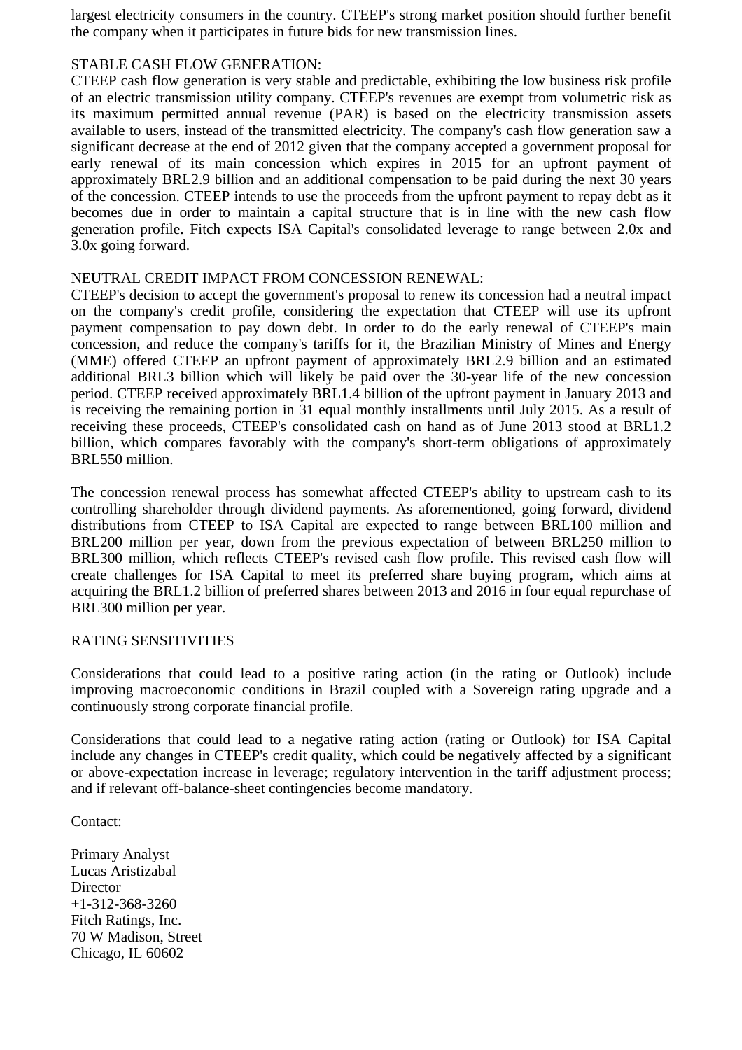largest electricity consumers in the country. CTEEP's strong market position should further benefit the company when it participates in future bids for new transmission lines.

STABLE CASH FLOW GENERATION:
CTEEP cash flow generation is very stable and predictable, exhibiting the low business risk profile of an electric transmission utility company. CTEEP's revenues are exempt from volumetric risk as its maximum permitted annual revenue (PAR) is based on the electricity transmission assets available to users, instead of the transmitted electricity. The company's cash flow generation saw a significant decrease at the end of 2012 given that the company accepted a government proposal for early renewal of its main concession which expires in 2015 for an upfront payment of approximately BRL2.9 billion and an additional compensation to be paid during the next 30 years of the concession. CTEEP intends to use the proceeds from the upfront payment to repay debt as it becomes due in order to maintain a capital structure that is in line with the new cash flow generation profile. Fitch expects ISA Capital's consolidated leverage to range between 2.0x and 3.0x going forward.

NEUTRAL CREDIT IMPACT FROM CONCESSION RENEWAL:
CTEEP's decision to accept the government's proposal to renew its concession had a neutral impact on the company's credit profile, considering the expectation that CTEEP will use its upfront payment compensation to pay down debt. In order to do the early renewal of CTEEP's main concession, and reduce the company's tariffs for it, the Brazilian Ministry of Mines and Energy (MME) offered CTEEP an upfront payment of approximately BRL2.9 billion and an estimated additional BRL3 billion which will likely be paid over the 30-year life of the new concession period. CTEEP received approximately BRL1.4 billion of the upfront payment in January 2013 and is receiving the remaining portion in 31 equal monthly installments until July 2015. As a result of receiving these proceeds, CTEEP's consolidated cash on hand as of June 2013 stood at BRL1.2 billion, which compares favorably with the company's short-term obligations of approximately BRL550 million.

The concession renewal process has somewhat affected CTEEP's ability to upstream cash to its controlling shareholder through dividend payments. As aforementioned, going forward, dividend distributions from CTEEP to ISA Capital are expected to range between BRL100 million and BRL200 million per year, down from the previous expectation of between BRL250 million to BRL300 million, which reflects CTEEP's revised cash flow profile. This revised cash flow will create challenges for ISA Capital to meet its preferred share buying program, which aims at acquiring the BRL1.2 billion of preferred shares between 2013 and 2016 in four equal repurchase of BRL300 million per year.

RATING SENSITIVITIES

Considerations that could lead to a positive rating action (in the rating or Outlook) include improving macroeconomic conditions in Brazil coupled with a Sovereign rating upgrade and a continuously strong corporate financial profile.

Considerations that could lead to a negative rating action (rating or Outlook) for ISA Capital include any changes in CTEEP's credit quality, which could be negatively affected by a significant or above-expectation increase in leverage; regulatory intervention in the tariff adjustment process; and if relevant off-balance-sheet contingencies become mandatory.

Contact:

Primary Analyst
Lucas Aristizabal
Director
+1-312-368-3260
Fitch Ratings, Inc.
70 W Madison, Street
Chicago, IL 60602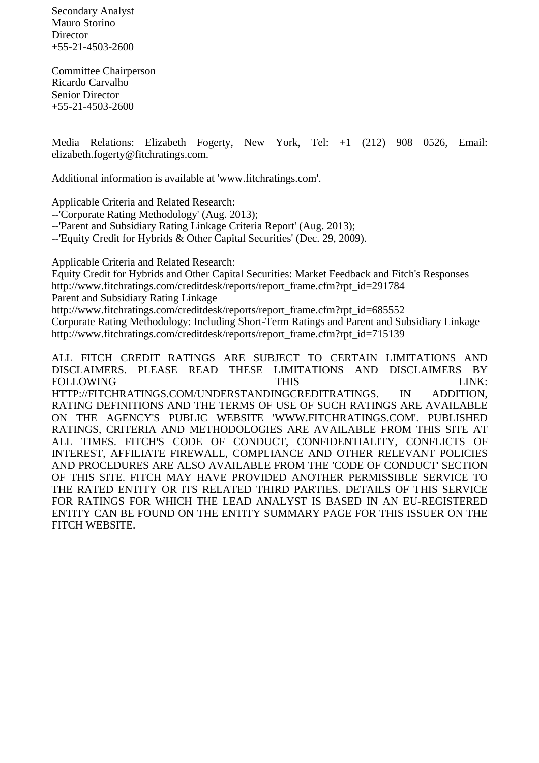Secondary Analyst
Mauro Storino
Director
+55-21-4503-2600

Committee Chairperson
Ricardo Carvalho
Senior Director
+55-21-4503-2600

Media Relations: Elizabeth Fogerty, New York, Tel: +1 (212) 908 0526, Email: elizabeth.fogerty@fitchratings.com.

Additional information is available at 'www.fitchratings.com'.

Applicable Criteria and Related Research:
--'Corporate Rating Methodology' (Aug. 2013);
--'Parent and Subsidiary Rating Linkage Criteria Report' (Aug. 2013);
--'Equity Credit for Hybrids & Other Capital Securities' (Dec. 29, 2009).

Applicable Criteria and Related Research:
Equity Credit for Hybrids and Other Capital Securities: Market Feedback and Fitch's Responses
http://www.fitchratings.com/creditdesk/reports/report_frame.cfm?rpt_id=291784
Parent and Subsidiary Rating Linkage
http://www.fitchratings.com/creditdesk/reports/report_frame.cfm?rpt_id=685552
Corporate Rating Methodology: Including Short-Term Ratings and Parent and Subsidiary Linkage
http://www.fitchratings.com/creditdesk/reports/report_frame.cfm?rpt_id=715139

ALL FITCH CREDIT RATINGS ARE SUBJECT TO CERTAIN LIMITATIONS AND DISCLAIMERS. PLEASE READ THESE LIMITATIONS AND DISCLAIMERS BY FOLLOWING THIS LINK: HTTP://FITCHRATINGS.COM/UNDERSTANDINGCREDITRATINGS. IN ADDITION, RATING DEFINITIONS AND THE TERMS OF USE OF SUCH RATINGS ARE AVAILABLE ON THE AGENCY'S PUBLIC WEBSITE 'WWW.FITCHRATINGS.COM'. PUBLISHED RATINGS, CRITERIA AND METHODOLOGIES ARE AVAILABLE FROM THIS SITE AT ALL TIMES. FITCH'S CODE OF CONDUCT, CONFIDENTIALITY, CONFLICTS OF INTEREST, AFFILIATE FIREWALL, COMPLIANCE AND OTHER RELEVANT POLICIES AND PROCEDURES ARE ALSO AVAILABLE FROM THE 'CODE OF CONDUCT' SECTION OF THIS SITE. FITCH MAY HAVE PROVIDED ANOTHER PERMISSIBLE SERVICE TO THE RATED ENTITY OR ITS RELATED THIRD PARTIES. DETAILS OF THIS SERVICE FOR RATINGS FOR WHICH THE LEAD ANALYST IS BASED IN AN EU-REGISTERED ENTITY CAN BE FOUND ON THE ENTITY SUMMARY PAGE FOR THIS ISSUER ON THE FITCH WEBSITE.